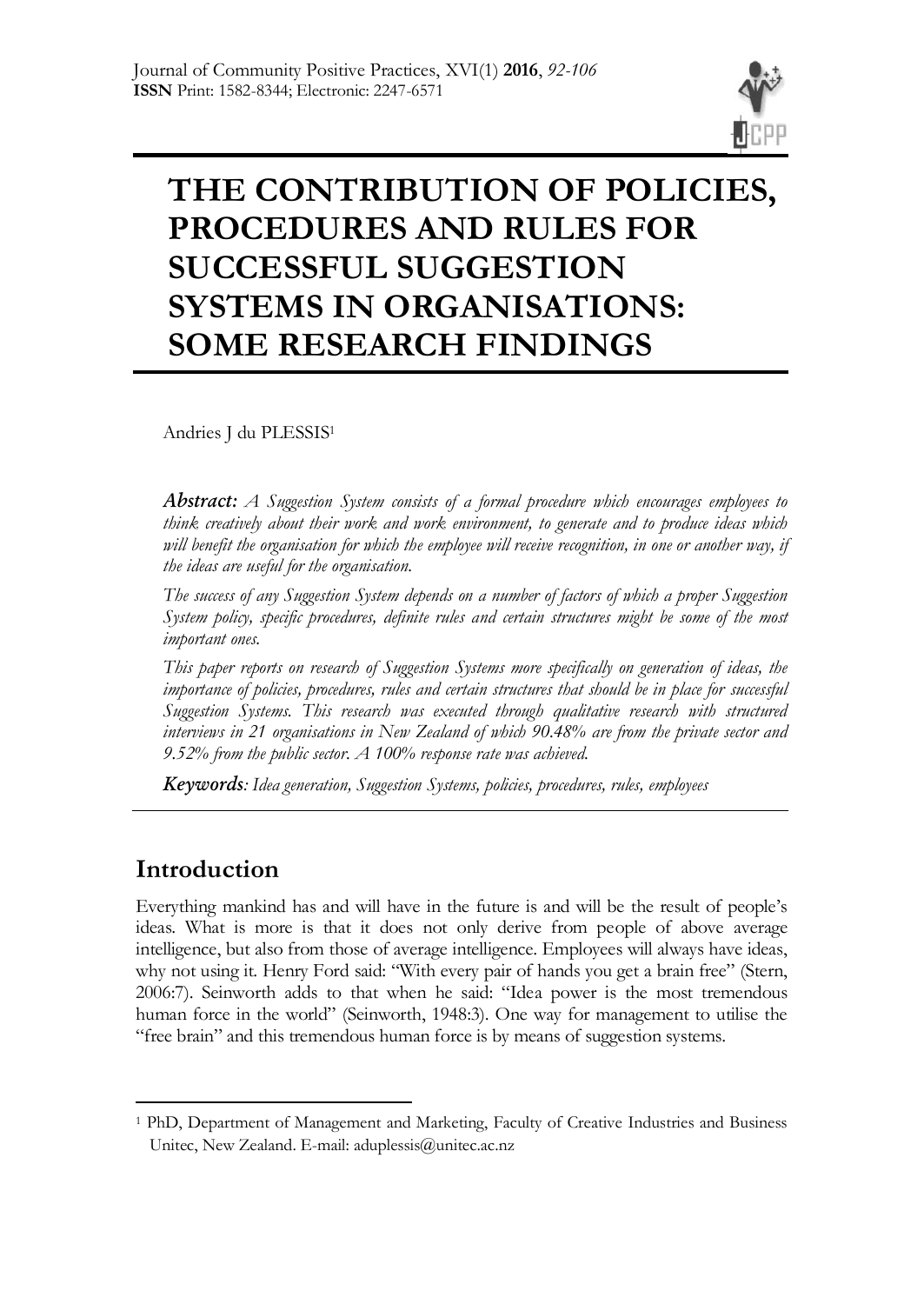# THE CONTRIBUTION OF POLICIES, PROCEDURES AND RULES FOR SUCCESSFUL SUGGESTION SYSTEMS IN ORGANISATIONS: SOME RESEARCH FINDINGS

Andries J du PLESSIS[1]

***Abstract:*** *A Suggestion System consists of a formal procedure which encourages employees to think creatively about their work and work environment, to generate and to produce ideas which will benefit the organisation for which the employee will receive recognition, in one or another way, if the ideas are useful for the organisation.*

*The success of any Suggestion System depends on a number of factors of which a proper Suggestion System policy, specific procedures, definite rules and certain structures might be some of the most important ones.*

*This paper reports on research of Suggestion Systems more specifically on generation of ideas, the importance of policies, procedures, rules and certain structures that should be in place for successful Suggestion Systems. This research was executed through qualitative research with structured interviews in 21 organisations in New Zealand of which 90.48% are from the private sector and 9.52% from the public sector. A 100% response rate was achieved.*

***Keywords****: Idea generation, Suggestion Systems, policies, procedures, rules, employees*

## Introduction

Everything mankind has and will have in the future is and will be the result of people's ideas. What is more is that it does not only derive from people of above average intelligence, but also from those of average intelligence. Employees will always have ideas, why not using it. Henry Ford said: "With every pair of hands you get a brain free" (Stern, 2006:7). Seinworth adds to that when he said: "Idea power is the most tremendous human force in the world" (Seinworth, 1948:3). One way for management to utilise the "free brain" and this tremendous human force is by means of suggestion systems.

[1] PhD, Department of Management and Marketing, Faculty of Creative Industries and Business Unitec, New Zealand. E-mail: aduplessis@unitec.ac.nz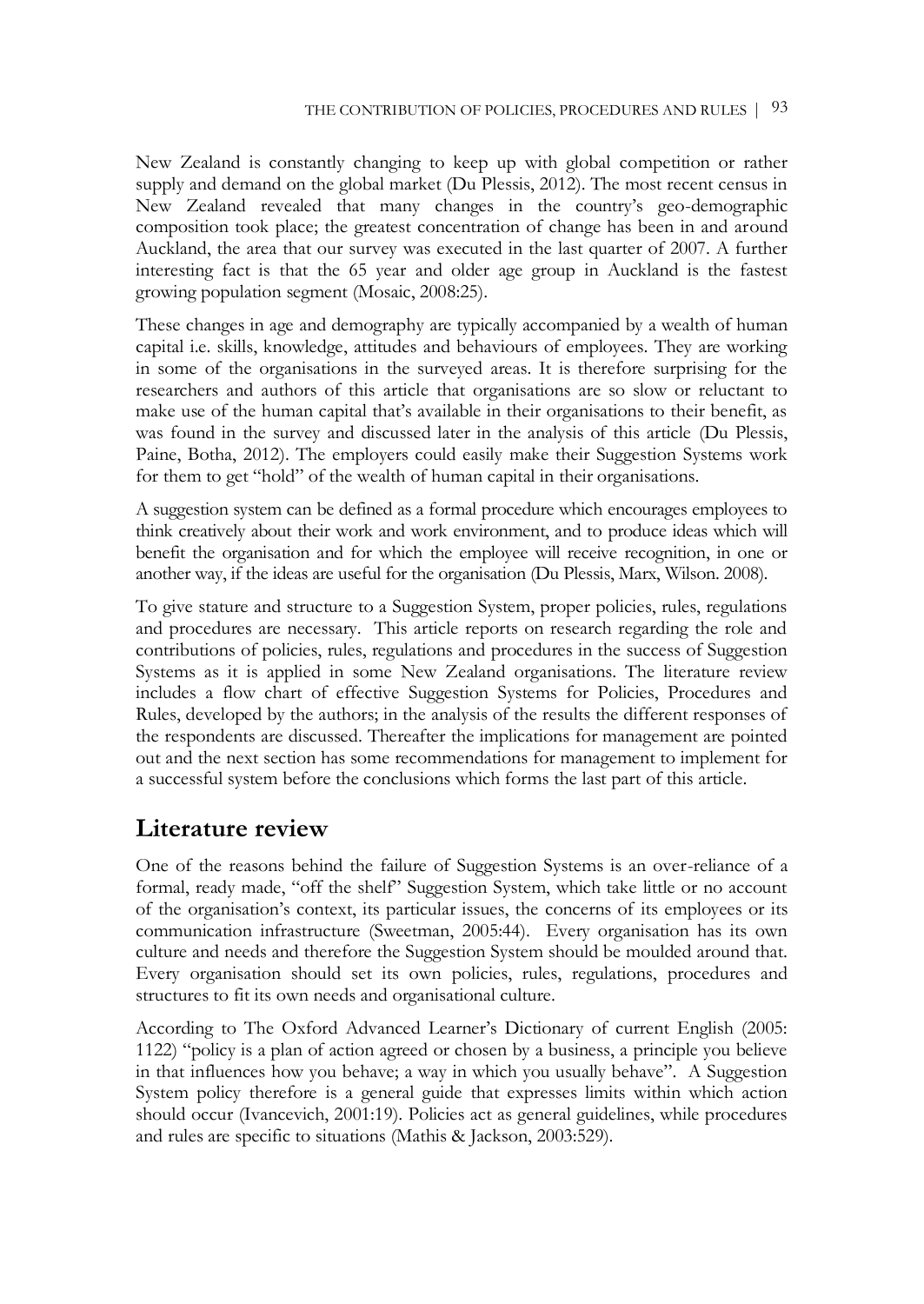New Zealand is constantly changing to keep up with global competition or rather supply and demand on the global market (Du Plessis, 2012). The most recent census in New Zealand revealed that many changes in the country's geo-demographic composition took place; the greatest concentration of change has been in and around Auckland, the area that our survey was executed in the last quarter of 2007. A further interesting fact is that the 65 year and older age group in Auckland is the fastest growing population segment (Mosaic, 2008:25).

These changes in age and demography are typically accompanied by a wealth of human capital i.e. skills, knowledge, attitudes and behaviours of employees. They are working in some of the organisations in the surveyed areas. It is therefore surprising for the researchers and authors of this article that organisations are so slow or reluctant to make use of the human capital that's available in their organisations to their benefit, as was found in the survey and discussed later in the analysis of this article (Du Plessis, Paine, Botha, 2012). The employers could easily make their Suggestion Systems work for them to get "hold" of the wealth of human capital in their organisations.

A suggestion system can be defined as a formal procedure which encourages employees to think creatively about their work and work environment, and to produce ideas which will benefit the organisation and for which the employee will receive recognition, in one or another way, if the ideas are useful for the organisation (Du Plessis, Marx, Wilson. 2008).

To give stature and structure to a Suggestion System, proper policies, rules, regulations and procedures are necessary. This article reports on research regarding the role and contributions of policies, rules, regulations and procedures in the success of Suggestion Systems as it is applied in some New Zealand organisations. The literature review includes a flow chart of effective Suggestion Systems for Policies, Procedures and Rules, developed by the authors; in the analysis of the results the different responses of the respondents are discussed. Thereafter the implications for management are pointed out and the next section has some recommendations for management to implement for a successful system before the conclusions which forms the last part of this article.

## Literature review

One of the reasons behind the failure of Suggestion Systems is an over-reliance of a formal, ready made, "off the shelf" Suggestion System, which take little or no account of the organisation's context, its particular issues, the concerns of its employees or its communication infrastructure (Sweetman, 2005:44). Every organisation has its own culture and needs and therefore the Suggestion System should be moulded around that. Every organisation should set its own policies, rules, regulations, procedures and structures to fit its own needs and organisational culture.

According to The Oxford Advanced Learner's Dictionary of current English (2005: 1122) "policy is a plan of action agreed or chosen by a business, a principle you believe in that influences how you behave; a way in which you usually behave". A Suggestion System policy therefore is a general guide that expresses limits within which action should occur (Ivancevich, 2001:19). Policies act as general guidelines, while procedures and rules are specific to situations (Mathis & Jackson, 2003:529).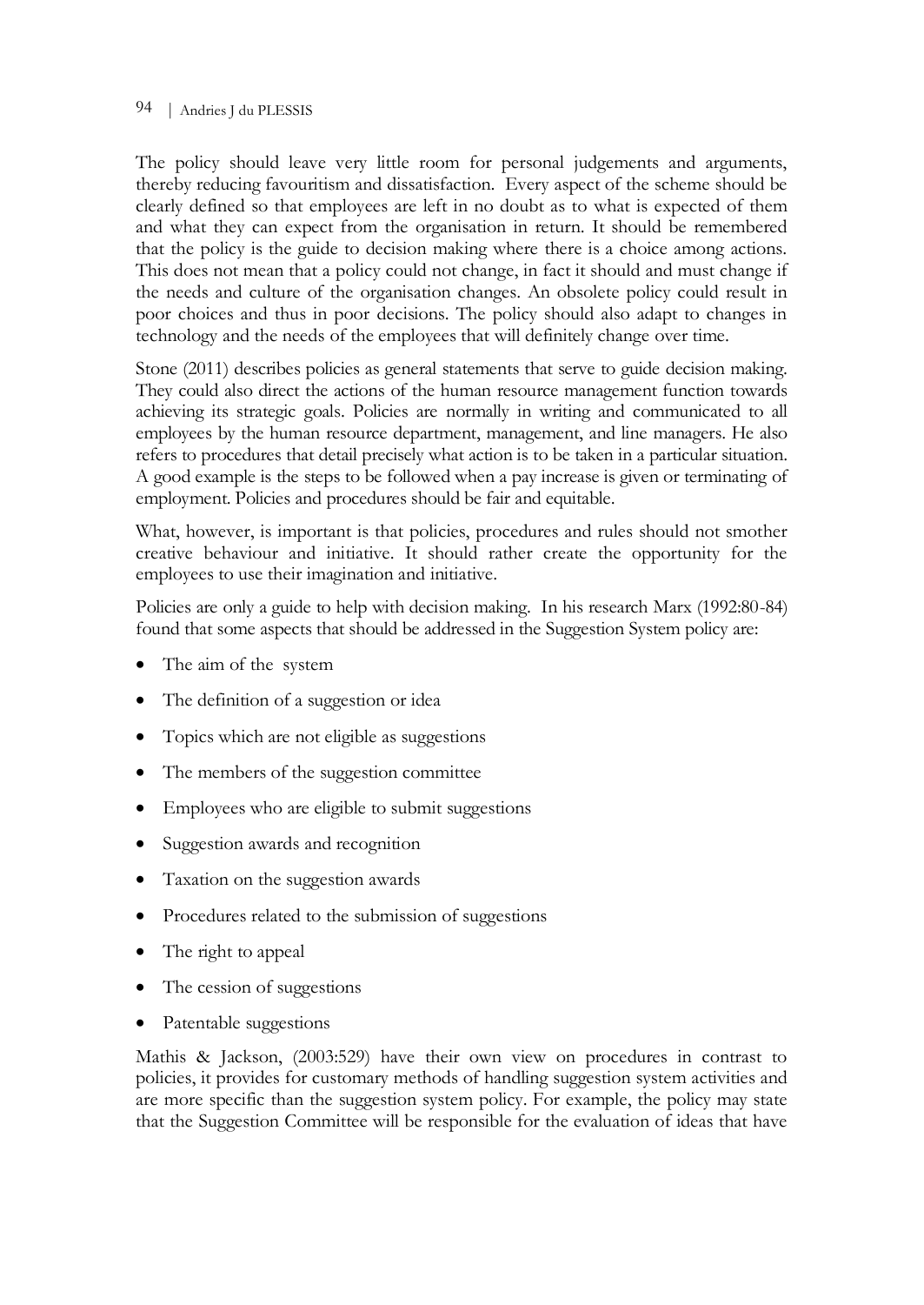The policy should leave very little room for personal judgements and arguments, thereby reducing favouritism and dissatisfaction. Every aspect of the scheme should be clearly defined so that employees are left in no doubt as to what is expected of them and what they can expect from the organisation in return. It should be remembered that the policy is the guide to decision making where there is a choice among actions. This does not mean that a policy could not change, in fact it should and must change if the needs and culture of the organisation changes. An obsolete policy could result in poor choices and thus in poor decisions. The policy should also adapt to changes in technology and the needs of the employees that will definitely change over time.

Stone (2011) describes policies as general statements that serve to guide decision making. They could also direct the actions of the human resource management function towards achieving its strategic goals. Policies are normally in writing and communicated to all employees by the human resource department, management, and line managers. He also refers to procedures that detail precisely what action is to be taken in a particular situation. A good example is the steps to be followed when a pay increase is given or terminating of employment. Policies and procedures should be fair and equitable.

What, however, is important is that policies, procedures and rules should not smother creative behaviour and initiative. It should rather create the opportunity for the employees to use their imagination and initiative.

Policies are only a guide to help with decision making. In his research Marx (1992:80-84) found that some aspects that should be addressed in the Suggestion System policy are:

- The aim of the system
- The definition of a suggestion or idea
- Topics which are not eligible as suggestions
- The members of the suggestion committee
- Employees who are eligible to submit suggestions
- Suggestion awards and recognition
- Taxation on the suggestion awards
- Procedures related to the submission of suggestions
- The right to appeal
- The cession of suggestions
- Patentable suggestions

Mathis & Jackson, (2003:529) have their own view on procedures in contrast to policies, it provides for customary methods of handling suggestion system activities and are more specific than the suggestion system policy. For example, the policy may state that the Suggestion Committee will be responsible for the evaluation of ideas that have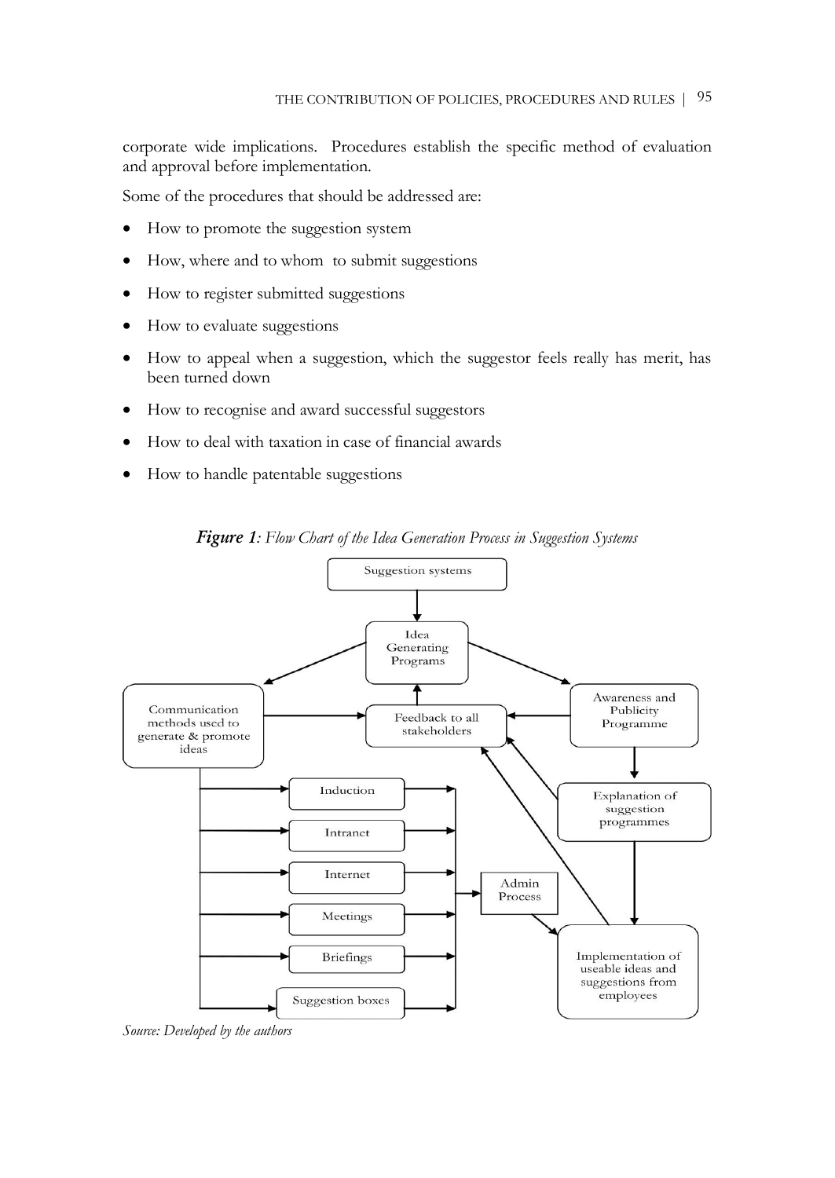corporate wide implications. Procedures establish the specific method of evaluation and approval before implementation.

Some of the procedures that should be addressed are:

- How to promote the suggestion system
- How, where and to whom to submit suggestions
- How to register submitted suggestions
- How to evaluate suggestions
- How to appeal when a suggestion, which the suggestor feels really has merit, has been turned down
- How to recognise and award successful suggestors
- How to deal with taxation in case of financial awards
- How to handle patentable suggestions

***Figure 1**: Flow Chart of the Idea Generation Process in Suggestion Systems*

Suggestion systems

Idea Generating Programs

Communication methods used to generate & promote ideas

Feedback to all stakeholders

Awareness and Publicity Programme

Explanation of suggestion programmes

Induction

Intranet

Internet

Meetings

Briefings

Suggestion boxes

Admin Process

Implementation of useable ideas and suggestions from employees

*Source: Developed by the authors*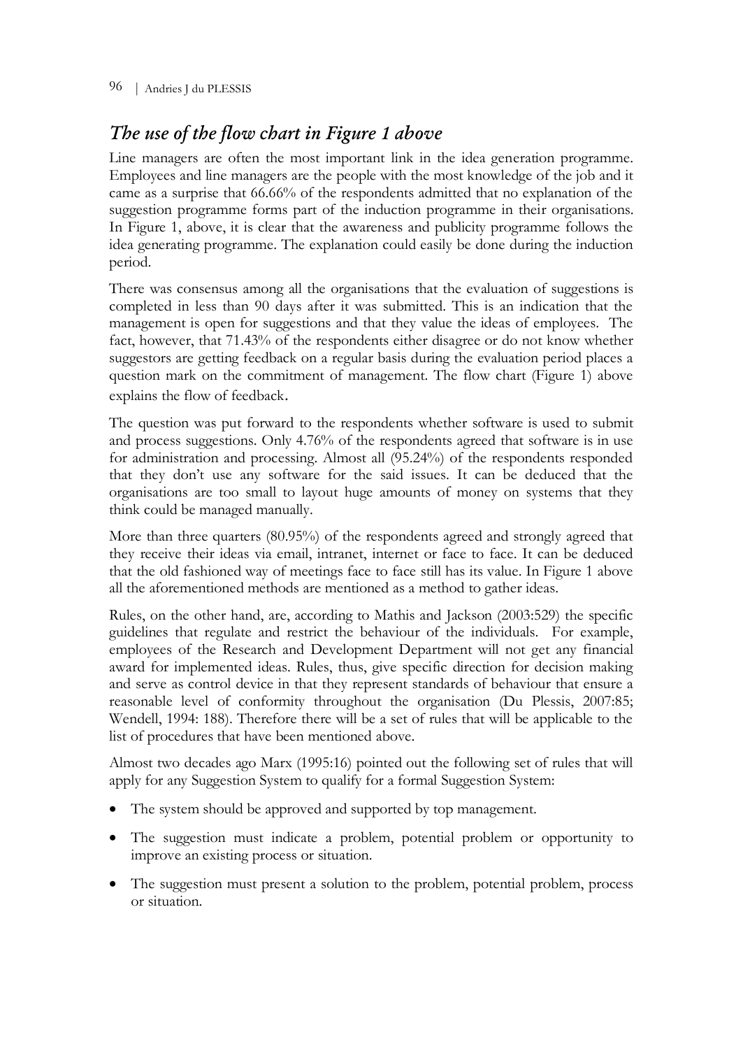## *The use of the flow chart in Figure 1 above*

Line managers are often the most important link in the idea generation programme. Employees and line managers are the people with the most knowledge of the job and it came as a surprise that 66.66% of the respondents admitted that no explanation of the suggestion programme forms part of the induction programme in their organisations. In Figure 1, above, it is clear that the awareness and publicity programme follows the idea generating programme. The explanation could easily be done during the induction period.

There was consensus among all the organisations that the evaluation of suggestions is completed in less than 90 days after it was submitted. This is an indication that the management is open for suggestions and that they value the ideas of employees. The fact, however, that 71.43% of the respondents either disagree or do not know whether suggestors are getting feedback on a regular basis during the evaluation period places a question mark on the commitment of management. The flow chart (Figure 1) above explains the flow of feedback.

The question was put forward to the respondents whether software is used to submit and process suggestions. Only 4.76% of the respondents agreed that software is in use for administration and processing. Almost all (95.24%) of the respondents responded that they don't use any software for the said issues. It can be deduced that the organisations are too small to layout huge amounts of money on systems that they think could be managed manually.

More than three quarters (80.95%) of the respondents agreed and strongly agreed that they receive their ideas via email, intranet, internet or face to face. It can be deduced that the old fashioned way of meetings face to face still has its value. In Figure 1 above all the aforementioned methods are mentioned as a method to gather ideas.

Rules, on the other hand, are, according to Mathis and Jackson (2003:529) the specific guidelines that regulate and restrict the behaviour of the individuals. For example, employees of the Research and Development Department will not get any financial award for implemented ideas. Rules, thus, give specific direction for decision making and serve as control device in that they represent standards of behaviour that ensure a reasonable level of conformity throughout the organisation (Du Plessis, 2007:85; Wendell, 1994: 188). Therefore there will be a set of rules that will be applicable to the list of procedures that have been mentioned above.

Almost two decades ago Marx (1995:16) pointed out the following set of rules that will apply for any Suggestion System to qualify for a formal Suggestion System:

- The system should be approved and supported by top management.
- The suggestion must indicate a problem, potential problem or opportunity to improve an existing process or situation.
- The suggestion must present a solution to the problem, potential problem, process or situation.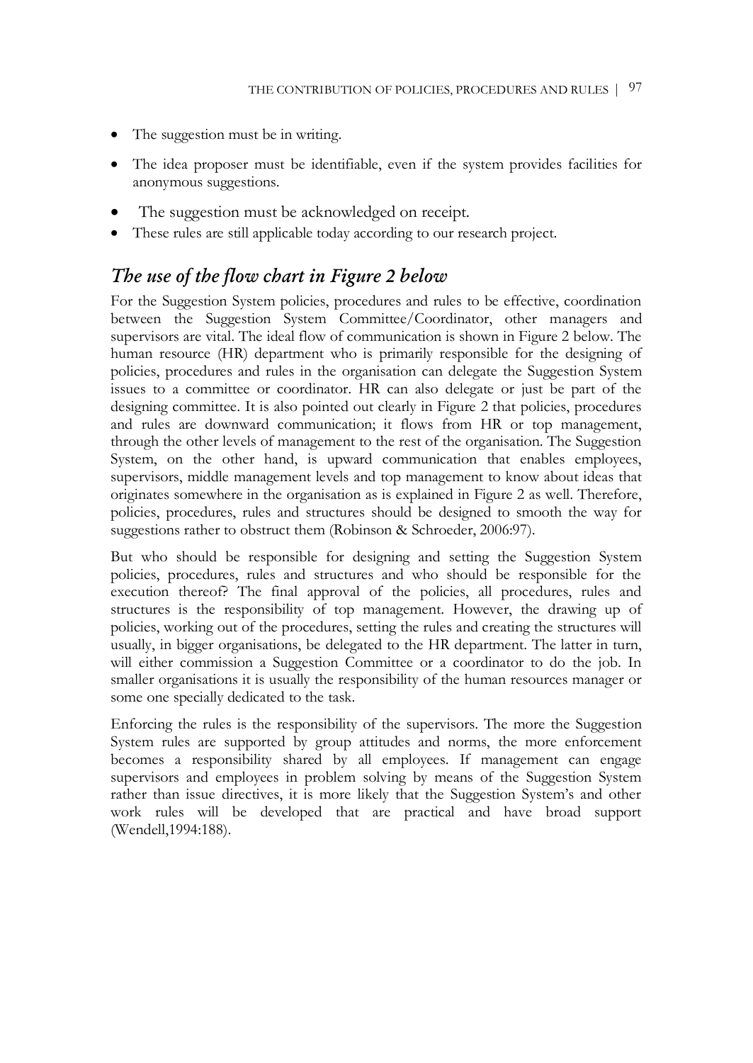- The suggestion must be in writing.
- The idea proposer must be identifiable, even if the system provides facilities for anonymous suggestions.
- The suggestion must be acknowledged on receipt.
- These rules are still applicable today according to our research project.

## *The use of the flow chart in Figure 2 below*

For the Suggestion System policies, procedures and rules to be effective, coordination between the Suggestion System Committee/Coordinator, other managers and supervisors are vital. The ideal flow of communication is shown in Figure 2 below. The human resource (HR) department who is primarily responsible for the designing of policies, procedures and rules in the organisation can delegate the Suggestion System issues to a committee or coordinator. HR can also delegate or just be part of the designing committee. It is also pointed out clearly in Figure 2 that policies, procedures and rules are downward communication; it flows from HR or top management, through the other levels of management to the rest of the organisation. The Suggestion System, on the other hand, is upward communication that enables employees, supervisors, middle management levels and top management to know about ideas that originates somewhere in the organisation as is explained in Figure 2 as well. Therefore, policies, procedures, rules and structures should be designed to smooth the way for suggestions rather to obstruct them (Robinson & Schroeder, 2006:97).

But who should be responsible for designing and setting the Suggestion System policies, procedures, rules and structures and who should be responsible for the execution thereof? The final approval of the policies, all procedures, rules and structures is the responsibility of top management. However, the drawing up of policies, working out of the procedures, setting the rules and creating the structures will usually, in bigger organisations, be delegated to the HR department. The latter in turn, will either commission a Suggestion Committee or a coordinator to do the job. In smaller organisations it is usually the responsibility of the human resources manager or some one specially dedicated to the task.

Enforcing the rules is the responsibility of the supervisors. The more the Suggestion System rules are supported by group attitudes and norms, the more enforcement becomes a responsibility shared by all employees. If management can engage supervisors and employees in problem solving by means of the Suggestion System rather than issue directives, it is more likely that the Suggestion System's and other work rules will be developed that are practical and have broad support (Wendell,1994:188).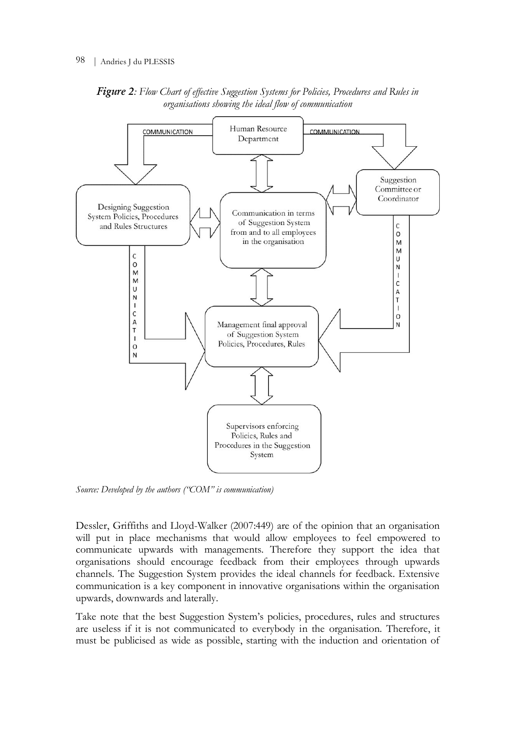***Figure 2**: Flow Chart of effective Suggestion Systems for Policies, Procedures and Rules in organisations showing the ideal flow of communication*

*Source: Developed by the authors ("COM" is communication)*

Dessler, Griffiths and Lloyd-Walker (2007:449) are of the opinion that an organisation will put in place mechanisms that would allow employees to feel empowered to communicate upwards with managements. Therefore they support the idea that organisations should encourage feedback from their employees through upwards channels. The Suggestion System provides the ideal channels for feedback. Extensive communication is a key component in innovative organisations within the organisation upwards, downwards and laterally.

Take note that the best Suggestion System's policies, procedures, rules and structures are useless if it is not communicated to everybody in the organisation. Therefore, it must be publicised as wide as possible, starting with the induction and orientation of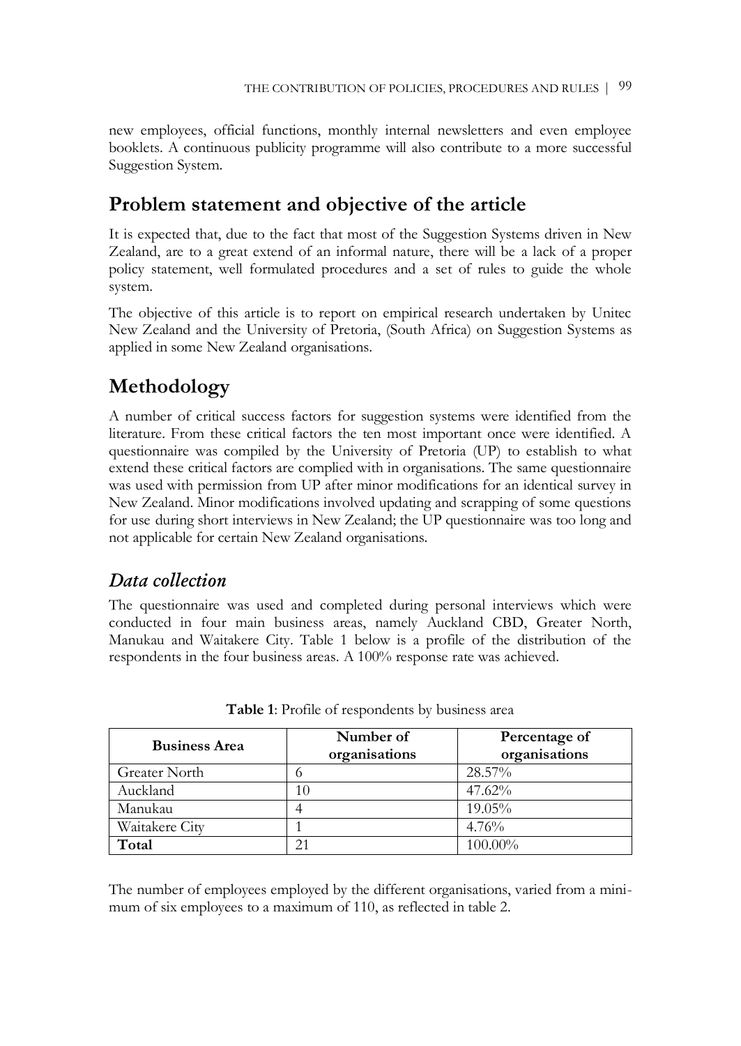new employees, official functions, monthly internal newsletters and even employee booklets. A continuous publicity programme will also contribute to a more successful Suggestion System.

## Problem statement and objective of the article

It is expected that, due to the fact that most of the Suggestion Systems driven in New Zealand, are to a great extend of an informal nature, there will be a lack of a proper policy statement, well formulated procedures and a set of rules to guide the whole system.

The objective of this article is to report on empirical research undertaken by Unitec New Zealand and the University of Pretoria, (South Africa) on Suggestion Systems as applied in some New Zealand organisations.

## Methodology

A number of critical success factors for suggestion systems were identified from the literature. From these critical factors the ten most important once were identified. A questionnaire was compiled by the University of Pretoria (UP) to establish to what extend these critical factors are complied with in organisations. The same questionnaire was used with permission from UP after minor modifications for an identical survey in New Zealand. Minor modifications involved updating and scrapping of some questions for use during short interviews in New Zealand; the UP questionnaire was too long and not applicable for certain New Zealand organisations.

### *Data collection*

The questionnaire was used and completed during personal interviews which were conducted in four main business areas, namely Auckland CBD, Greater North, Manukau and Waitakere City. Table 1 below is a profile of the distribution of the respondents in the four business areas. A 100% response rate was achieved.

**Table 1**: Profile of respondents by business area

| Business Area | Number of organisations | Percentage of organisations |
|---|---|---|
| Greater North | 6 | 28.57% |
| Auckland | 10 | 47.62% |
| Manukau | 4 | 19.05% |
| Waitakere City | 1 | 4.76% |
| **Total** | 21 | 100.00% |

The number of employees employed by the different organisations, varied from a minimum of six employees to a maximum of 110, as reflected in table 2.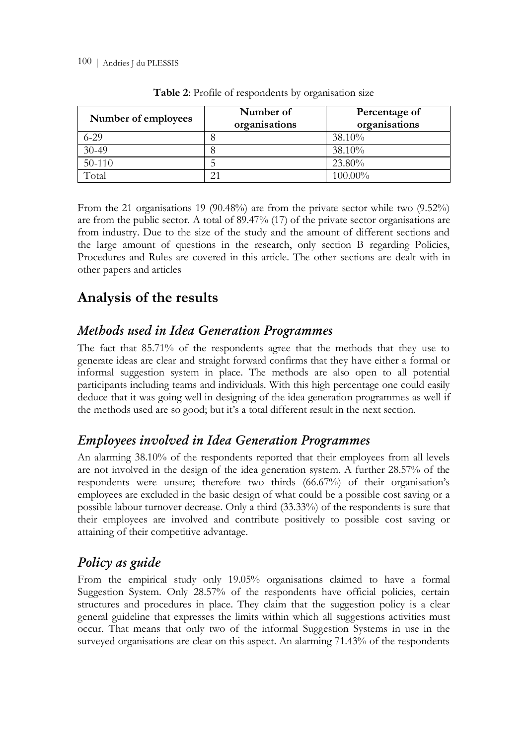**Table 2**: Profile of respondents by organisation size

| Number of employees | Number of organisations | Percentage of organisations |
|---|---|---|
| 6-29 | 8 | 38.10% |
| 30-49 | 8 | 38.10% |
| 50-110 | 5 | 23.80% |
| Total | 21 | 100.00% |

From the 21 organisations 19 (90.48%) are from the private sector while two (9.52%) are from the public sector. A total of 89.47% (17) of the private sector organisations are from industry. Due to the size of the study and the amount of different sections and the large amount of questions in the research, only section B regarding Policies, Procedures and Rules are covered in this article. The other sections are dealt with in other papers and articles

## Analysis of the results

### *Methods used in Idea Generation Programmes*

The fact that 85.71% of the respondents agree that the methods that they use to generate ideas are clear and straight forward confirms that they have either a formal or informal suggestion system in place. The methods are also open to all potential participants including teams and individuals. With this high percentage one could easily deduce that it was going well in designing of the idea generation programmes as well if the methods used are so good; but it's a total different result in the next section.

### *Employees involved in Idea Generation Programmes*

An alarming 38.10% of the respondents reported that their employees from all levels are not involved in the design of the idea generation system. A further 28.57% of the respondents were unsure; therefore two thirds (66.67%) of their organisation's employees are excluded in the basic design of what could be a possible cost saving or a possible labour turnover decrease. Only a third (33.33%) of the respondents is sure that their employees are involved and contribute positively to possible cost saving or attaining of their competitive advantage.

### *Policy as guide*

From the empirical study only 19.05% organisations claimed to have a formal Suggestion System. Only 28.57% of the respondents have official policies, certain structures and procedures in place. They claim that the suggestion policy is a clear general guideline that expresses the limits within which all suggestions activities must occur. That means that only two of the informal Suggestion Systems in use in the surveyed organisations are clear on this aspect. An alarming 71.43% of the respondents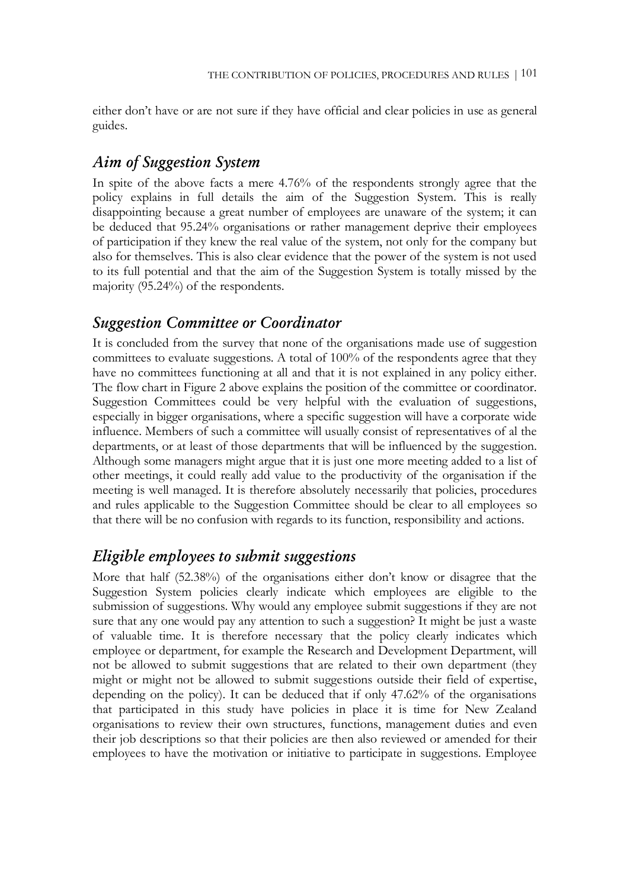either don't have or are not sure if they have official and clear policies in use as general guides.

## *Aim of Suggestion System*

In spite of the above facts a mere 4.76% of the respondents strongly agree that the policy explains in full details the aim of the Suggestion System. This is really disappointing because a great number of employees are unaware of the system; it can be deduced that 95.24% organisations or rather management deprive their employees of participation if they knew the real value of the system, not only for the company but also for themselves. This is also clear evidence that the power of the system is not used to its full potential and that the aim of the Suggestion System is totally missed by the majority (95.24%) of the respondents.

## *Suggestion Committee or Coordinator*

It is concluded from the survey that none of the organisations made use of suggestion committees to evaluate suggestions. A total of 100% of the respondents agree that they have no committees functioning at all and that it is not explained in any policy either. The flow chart in Figure 2 above explains the position of the committee or coordinator. Suggestion Committees could be very helpful with the evaluation of suggestions, especially in bigger organisations, where a specific suggestion will have a corporate wide influence. Members of such a committee will usually consist of representatives of al the departments, or at least of those departments that will be influenced by the suggestion. Although some managers might argue that it is just one more meeting added to a list of other meetings, it could really add value to the productivity of the organisation if the meeting is well managed. It is therefore absolutely necessarily that policies, procedures and rules applicable to the Suggestion Committee should be clear to all employees so that there will be no confusion with regards to its function, responsibility and actions.

## *Eligible employees to submit suggestions*

More that half (52.38%) of the organisations either don't know or disagree that the Suggestion System policies clearly indicate which employees are eligible to the submission of suggestions. Why would any employee submit suggestions if they are not sure that any one would pay any attention to such a suggestion? It might be just a waste of valuable time. It is therefore necessary that the policy clearly indicates which employee or department, for example the Research and Development Department, will not be allowed to submit suggestions that are related to their own department (they might or might not be allowed to submit suggestions outside their field of expertise, depending on the policy). It can be deduced that if only 47.62% of the organisations that participated in this study have policies in place it is time for New Zealand organisations to review their own structures, functions, management duties and even their job descriptions so that their policies are then also reviewed or amended for their employees to have the motivation or initiative to participate in suggestions. Employee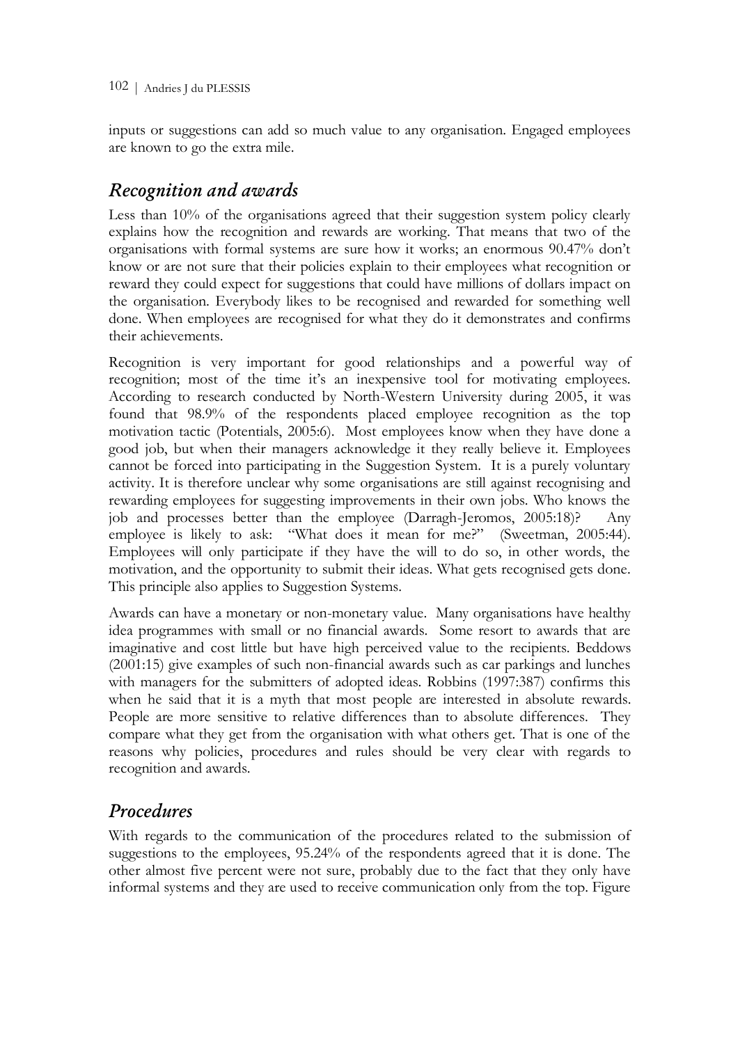inputs or suggestions can add so much value to any organisation. Engaged employees are known to go the extra mile.

## *Recognition and awards*

Less than 10% of the organisations agreed that their suggestion system policy clearly explains how the recognition and rewards are working. That means that two of the organisations with formal systems are sure how it works; an enormous 90.47% don't know or are not sure that their policies explain to their employees what recognition or reward they could expect for suggestions that could have millions of dollars impact on the organisation. Everybody likes to be recognised and rewarded for something well done. When employees are recognised for what they do it demonstrates and confirms their achievements.

Recognition is very important for good relationships and a powerful way of recognition; most of the time it's an inexpensive tool for motivating employees. According to research conducted by North-Western University during 2005, it was found that 98.9% of the respondents placed employee recognition as the top motivation tactic (Potentials, 2005:6). Most employees know when they have done a good job, but when their managers acknowledge it they really believe it. Employees cannot be forced into participating in the Suggestion System. It is a purely voluntary activity. It is therefore unclear why some organisations are still against recognising and rewarding employees for suggesting improvements in their own jobs. Who knows the job and processes better than the employee (Darragh-Jeromos, 2005:18)? Any employee is likely to ask: "What does it mean for me?" (Sweetman, 2005:44). Employees will only participate if they have the will to do so, in other words, the motivation, and the opportunity to submit their ideas. What gets recognised gets done. This principle also applies to Suggestion Systems.

Awards can have a monetary or non-monetary value. Many organisations have healthy idea programmes with small or no financial awards. Some resort to awards that are imaginative and cost little but have high perceived value to the recipients. Beddows (2001:15) give examples of such non-financial awards such as car parkings and lunches with managers for the submitters of adopted ideas. Robbins (1997:387) confirms this when he said that it is a myth that most people are interested in absolute rewards. People are more sensitive to relative differences than to absolute differences. They compare what they get from the organisation with what others get. That is one of the reasons why policies, procedures and rules should be very clear with regards to recognition and awards.

## *Procedures*

With regards to the communication of the procedures related to the submission of suggestions to the employees, 95.24% of the respondents agreed that it is done. The other almost five percent were not sure, probably due to the fact that they only have informal systems and they are used to receive communication only from the top. Figure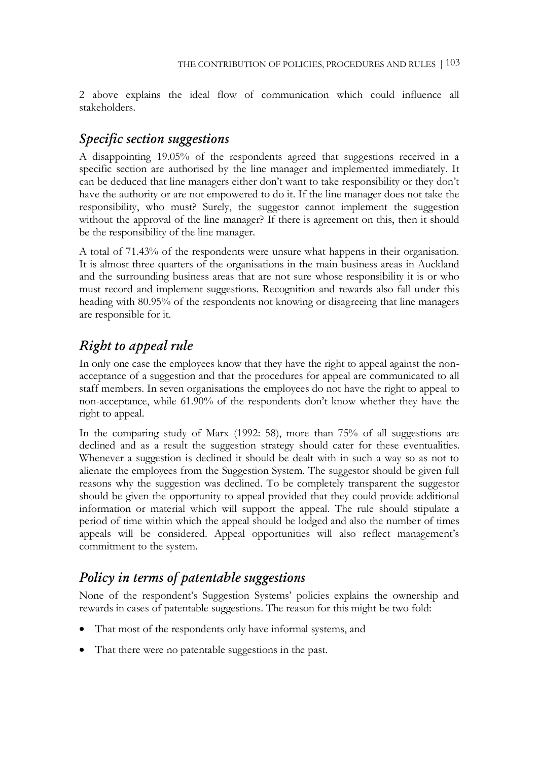2 above explains the ideal flow of communication which could influence all stakeholders.

## *Specific section suggestions*

A disappointing 19.05% of the respondents agreed that suggestions received in a specific section are authorised by the line manager and implemented immediately. It can be deduced that line managers either don't want to take responsibility or they don't have the authority or are not empowered to do it. If the line manager does not take the responsibility, who must? Surely, the suggestor cannot implement the suggestion without the approval of the line manager? If there is agreement on this, then it should be the responsibility of the line manager.

A total of 71.43% of the respondents were unsure what happens in their organisation. It is almost three quarters of the organisations in the main business areas in Auckland and the surrounding business areas that are not sure whose responsibility it is or who must record and implement suggestions. Recognition and rewards also fall under this heading with 80.95% of the respondents not knowing or disagreeing that line managers are responsible for it.

## *Right to appeal rule*

In only one case the employees know that they have the right to appeal against the non-acceptance of a suggestion and that the procedures for appeal are communicated to all staff members. In seven organisations the employees do not have the right to appeal to non-acceptance, while 61.90% of the respondents don't know whether they have the right to appeal.

In the comparing study of Marx (1992: 58), more than 75% of all suggestions are declined and as a result the suggestion strategy should cater for these eventualities. Whenever a suggestion is declined it should be dealt with in such a way so as not to alienate the employees from the Suggestion System. The suggestor should be given full reasons why the suggestion was declined. To be completely transparent the suggestor should be given the opportunity to appeal provided that they could provide additional information or material which will support the appeal. The rule should stipulate a period of time within which the appeal should be lodged and also the number of times appeals will be considered. Appeal opportunities will also reflect management's commitment to the system.

## *Policy in terms of patentable suggestions*

None of the respondent's Suggestion Systems' policies explains the ownership and rewards in cases of patentable suggestions. The reason for this might be two fold:

- That most of the respondents only have informal systems, and
- That there were no patentable suggestions in the past.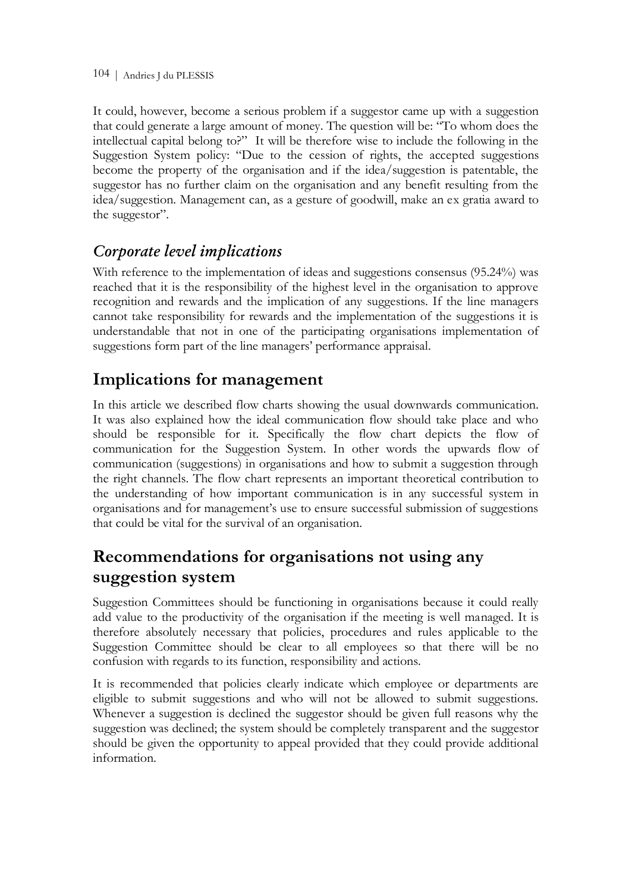It could, however, become a serious problem if a suggestor came up with a suggestion that could generate a large amount of money. The question will be: "To whom does the intellectual capital belong to?" It will be therefore wise to include the following in the Suggestion System policy: "Due to the cession of rights, the accepted suggestions become the property of the organisation and if the idea/suggestion is patentable, the suggestor has no further claim on the organisation and any benefit resulting from the idea/suggestion. Management can, as a gesture of goodwill, make an ex gratia award to the suggestor".

### *Corporate level implications*

With reference to the implementation of ideas and suggestions consensus (95.24%) was reached that it is the responsibility of the highest level in the organisation to approve recognition and rewards and the implication of any suggestions. If the line managers cannot take responsibility for rewards and the implementation of the suggestions it is understandable that not in one of the participating organisations implementation of suggestions form part of the line managers' performance appraisal.

## Implications for management

In this article we described flow charts showing the usual downwards communication. It was also explained how the ideal communication flow should take place and who should be responsible for it. Specifically the flow chart depicts the flow of communication for the Suggestion System. In other words the upwards flow of communication (suggestions) in organisations and how to submit a suggestion through the right channels. The flow chart represents an important theoretical contribution to the understanding of how important communication is in any successful system in organisations and for management's use to ensure successful submission of suggestions that could be vital for the survival of an organisation.

## Recommendations for organisations not using any suggestion system

Suggestion Committees should be functioning in organisations because it could really add value to the productivity of the organisation if the meeting is well managed. It is therefore absolutely necessary that policies, procedures and rules applicable to the Suggestion Committee should be clear to all employees so that there will be no confusion with regards to its function, responsibility and actions.

It is recommended that policies clearly indicate which employee or departments are eligible to submit suggestions and who will not be allowed to submit suggestions. Whenever a suggestion is declined the suggestor should be given full reasons why the suggestion was declined; the system should be completely transparent and the suggestor should be given the opportunity to appeal provided that they could provide additional information.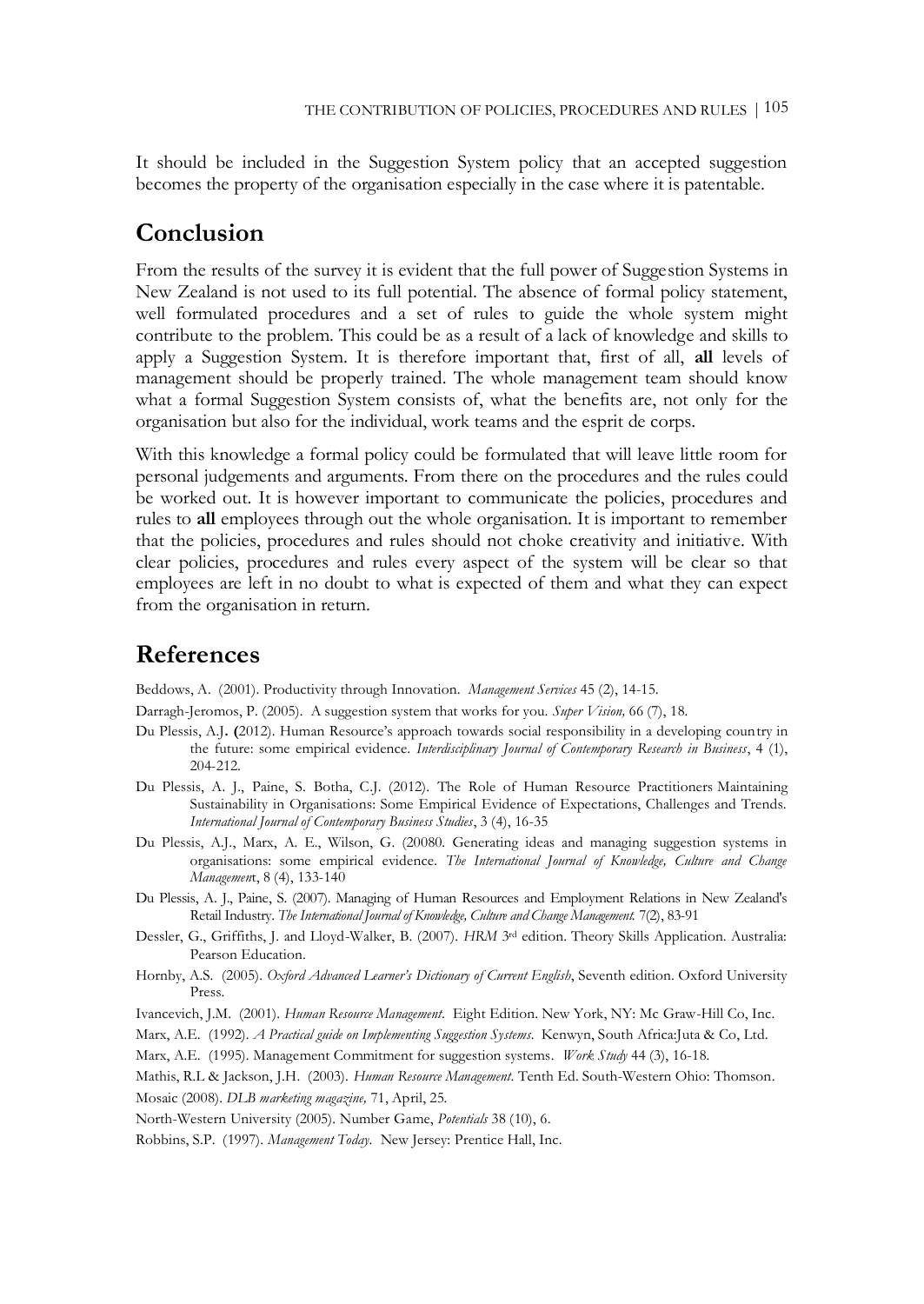It should be included in the Suggestion System policy that an accepted suggestion becomes the property of the organisation especially in the case where it is patentable.

## Conclusion

From the results of the survey it is evident that the full power of Suggestion Systems in New Zealand is not used to its full potential. The absence of formal policy statement, well formulated procedures and a set of rules to guide the whole system might contribute to the problem. This could be as a result of a lack of knowledge and skills to apply a Suggestion System. It is therefore important that, first of all, **all** levels of management should be properly trained. The whole management team should know what a formal Suggestion System consists of, what the benefits are, not only for the organisation but also for the individual, work teams and the esprit de corps.

With this knowledge a formal policy could be formulated that will leave little room for personal judgements and arguments. From there on the procedures and the rules could be worked out. It is however important to communicate the policies, procedures and rules to **all** employees through out the whole organisation. It is important to remember that the policies, procedures and rules should not choke creativity and initiative. With clear policies, procedures and rules every aspect of the system will be clear so that employees are left in no doubt to what is expected of them and what they can expect from the organisation in return.

## References

Beddows, A. (2001). Productivity through Innovation. *Management Services* 45 (2), 14-15.

Darragh-Jeromos, P. (2005). A suggestion system that works for you. *Super Vision,* 66 (7), 18.

Du Plessis, A.J. **(**2012). Human Resource's approach towards social responsibility in a developing country in the future: some empirical evidence. *Interdisciplinary Journal of Contemporary Research in Business*, 4 (1), 204-212.

Du Plessis, A. J., Paine, S. Botha, C.J. (2012). The Role of Human Resource Practitioners Maintaining Sustainability in Organisations: Some Empirical Evidence of Expectations, Challenges and Trends. *International Journal of Contemporary Business Studies*, 3 (4), 16-35

Du Plessis, A.J., Marx, A. E., Wilson, G. (20080. Generating ideas and managing suggestion systems in organisations: some empirical evidence. *The International Journal of Knowledge, Culture and Change Managemen*t, 8 (4), 133-140

Du Plessis, A. J., Paine, S. (2007). Managing of Human Resources and Employment Relations in New Zealand's Retail Industry. *The International Journal of Knowledge, Culture and Change Management.* 7(2), 83-91

Dessler, G., Griffiths, J. and Lloyd-Walker, B. (2007). *HRM* 3rd edition. Theory Skills Application. Australia: Pearson Education.

Hornby, A.S. (2005). *Oxford Advanced Learner's Dictionary of Current English*, Seventh edition. Oxford University Press.

Ivancevich, J.M. (2001). *Human Resource Management*. Eight Edition. New York, NY: Mc Graw-Hill Co, Inc.

Marx, A.E. (1992). *A Practical guide on Implementing Suggestion Systems*. Kenwyn, South Africa:Juta & Co, Ltd.

Marx, A.E. (1995). Management Commitment for suggestion systems. *Work Study* 44 (3), 16-18.

Mathis, R.L & Jackson, J.H. (2003). *Human Resource Management*. Tenth Ed. South-Western Ohio: Thomson.

Mosaic (2008). *DLB marketing magazine,* 71, April, 25.

North-Western University (2005). Number Game, *Potentials* 38 (10), 6.

Robbins, S.P. (1997). *Management Today*. New Jersey: Prentice Hall, Inc.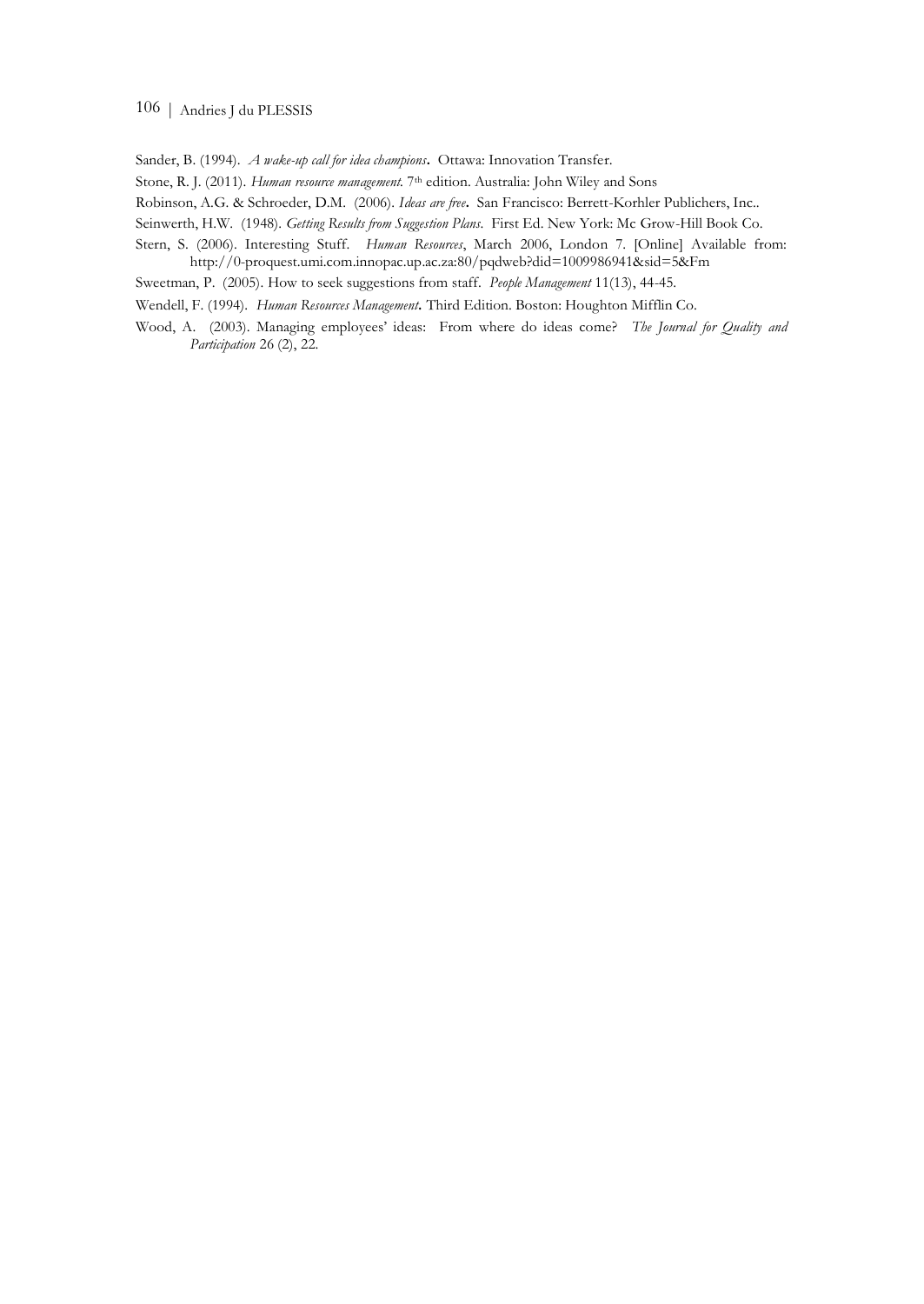Sander, B. (1994). *A wake-up call for idea champions***.** Ottawa: Innovation Transfer.

Stone, R. J. (2011). *Human resource management.* 7th edition. Australia: John Wiley and Sons

Robinson, A.G. & Schroeder, D.M. (2006). *Ideas are free***.** San Francisco: Berrett-Korhler Publichers, Inc..

Seinwerth, H.W. (1948). *Getting Results from Suggestion Plans.* First Ed. New York: Mc Grow-Hill Book Co.

Stern, S. (2006). Interesting Stuff. *Human Resources*, March 2006, London 7. [Online] Available from: http://0-proquest.umi.com.innopac.up.ac.za:80/pqdweb?did=1009986941&sid=5&Fm

Sweetman, P. (2005). How to seek suggestions from staff. *People Management* 11(13), 44-45.

Wendell, F. (1994). *Human Resources Management***.** Third Edition. Boston: Houghton Mifflin Co.

Wood, A. (2003). Managing employees' ideas: From where do ideas come? *The Journal for Quality and Participation* 26 (2), 22.